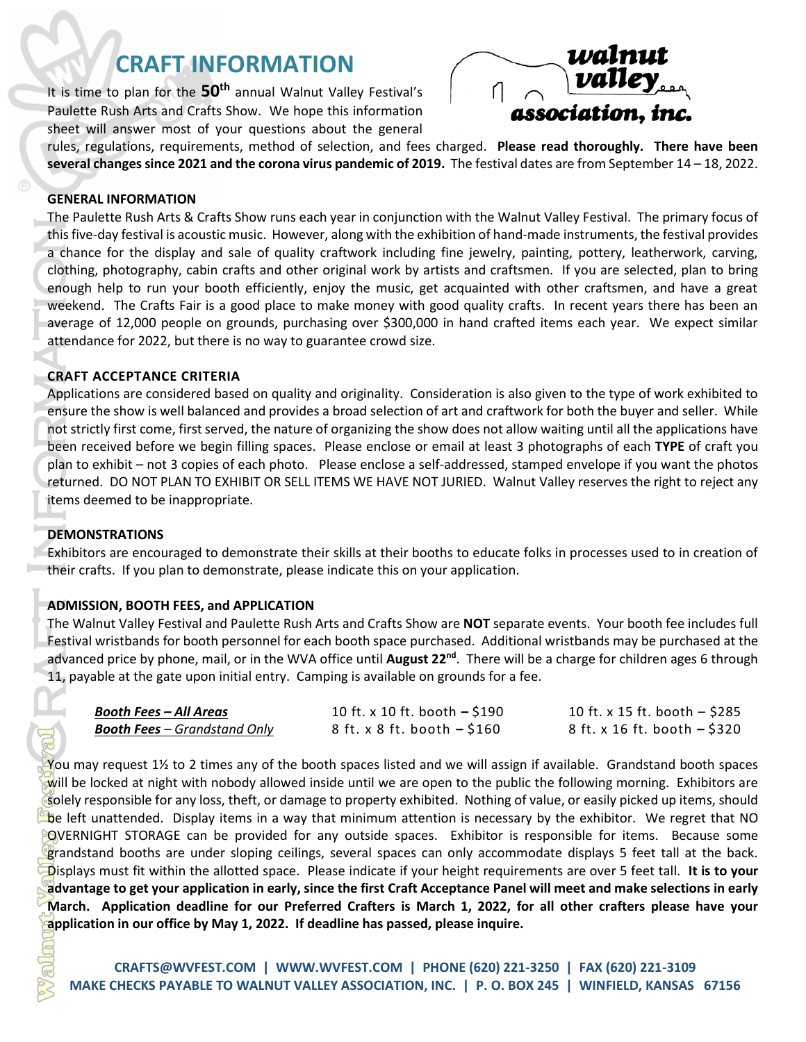# CRAFT INFORMATION

It is time to plan for the **50th** annual Walnut Valley Festival's Paulette Rush Arts and Crafts Show. We hope this information sheet will answer most of your questions about the general rules, regulations, requirements, method of selection, and fees charged. **Please read thoroughly. There have been several changes since 2021 and the corona virus pandemic of 2019.** The festival dates are from September 14 – 18, 2022.

## GENERAL INFORMATION

The Paulette Rush Arts & Crafts Show runs each year in conjunction with the Walnut Valley Festival. The primary focus of this five-day festival is acoustic music. However, along with the exhibition of hand-made instruments, the festival provides a chance for the display and sale of quality craftwork including fine jewelry, painting, pottery, leatherwork, carving, clothing, photography, cabin crafts and other original work by artists and craftsmen. If you are selected, plan to bring enough help to run your booth efficiently, enjoy the music, get acquainted with other craftsmen, and have a great weekend. The Crafts Fair is a good place to make money with good quality crafts. In recent years there has been an average of 12,000 people on grounds, purchasing over $300,000 in hand crafted items each year. We expect similar attendance for 2022, but there is no way to guarantee crowd size.

## CRAFT ACCEPTANCE CRITERIA

Applications are considered based on quality and originality. Consideration is also given to the type of work exhibited to ensure the show is well balanced and provides a broad selection of art and craftwork for both the buyer and seller. While not strictly first come, first served, the nature of organizing the show does not allow waiting until all the applications have been received before we begin filling spaces. Please enclose or email at least 3 photographs of each **TYPE** of craft you plan to exhibit – not 3 copies of each photo. Please enclose a self-addressed, stamped envelope if you want the photos returned. DO NOT PLAN TO EXHIBIT OR SELL ITEMS WE HAVE NOT JURIED. Walnut Valley reserves the right to reject any items deemed to be inappropriate.

## DEMONSTRATIONS

Exhibitors are encouraged to demonstrate their skills at their booths to educate folks in processes used to in creation of their crafts. If you plan to demonstrate, please indicate this on your application.

## ADMISSION, BOOTH FEES, and APPLICATION

The Walnut Valley Festival and Paulette Rush Arts and Crafts Show are **NOT** separate events. Your booth fee includes full Festival wristbands for booth personnel for each booth space purchased. Additional wristbands may be purchased at the advanced price by phone, mail, or in the WVA office until **August 22nd**. There will be a charge for children ages 6 through 11, payable at the gate upon initial entry. Camping is available on grounds for a fee.

| | | |
|---|---|---|
| ***Booth Fees – All Areas*** | 10 ft. x 10 ft. booth **–** $190 | 10 ft. x 15 ft. booth – $285 |
| ***Booth Fees** – Grandstand Only* | 8 ft. x 8 ft. booth **–** $160 | 8 ft. x 16 ft. booth **–** $320 |

You may request 1½ to 2 times any of the booth spaces listed and we will assign if available. Grandstand booth spaces will be locked at night with nobody allowed inside until we are open to the public the following morning. Exhibitors are solely responsible for any loss, theft, or damage to property exhibited. Nothing of value, or easily picked up items, should be left unattended. Display items in a way that minimum attention is necessary by the exhibitor. We regret that NO OVERNIGHT STORAGE can be provided for any outside spaces. Exhibitor is responsible for items. Because some grandstand booths are under sloping ceilings, several spaces can only accommodate displays 5 feet tall at the back. Displays must fit within the allotted space. Please indicate if your height requirements are over 5 feet tall. **It is to your advantage to get your application in early, since the first Craft Acceptance Panel will meet and make selections in early March. Application deadline for our Preferred Crafters is March 1, 2022, for all other crafters please have your application in our office by May 1, 2022. If deadline has passed, please inquire.**

**CRAFTS@WVFEST.COM | WWW.WVFEST.COM | PHONE (620) 221-3250 | FAX (620) 221-3109**
**MAKE CHECKS PAYABLE TO WALNUT VALLEY ASSOCIATION, INC. | P. O. BOX 245 | WINFIELD, KANSAS 67156**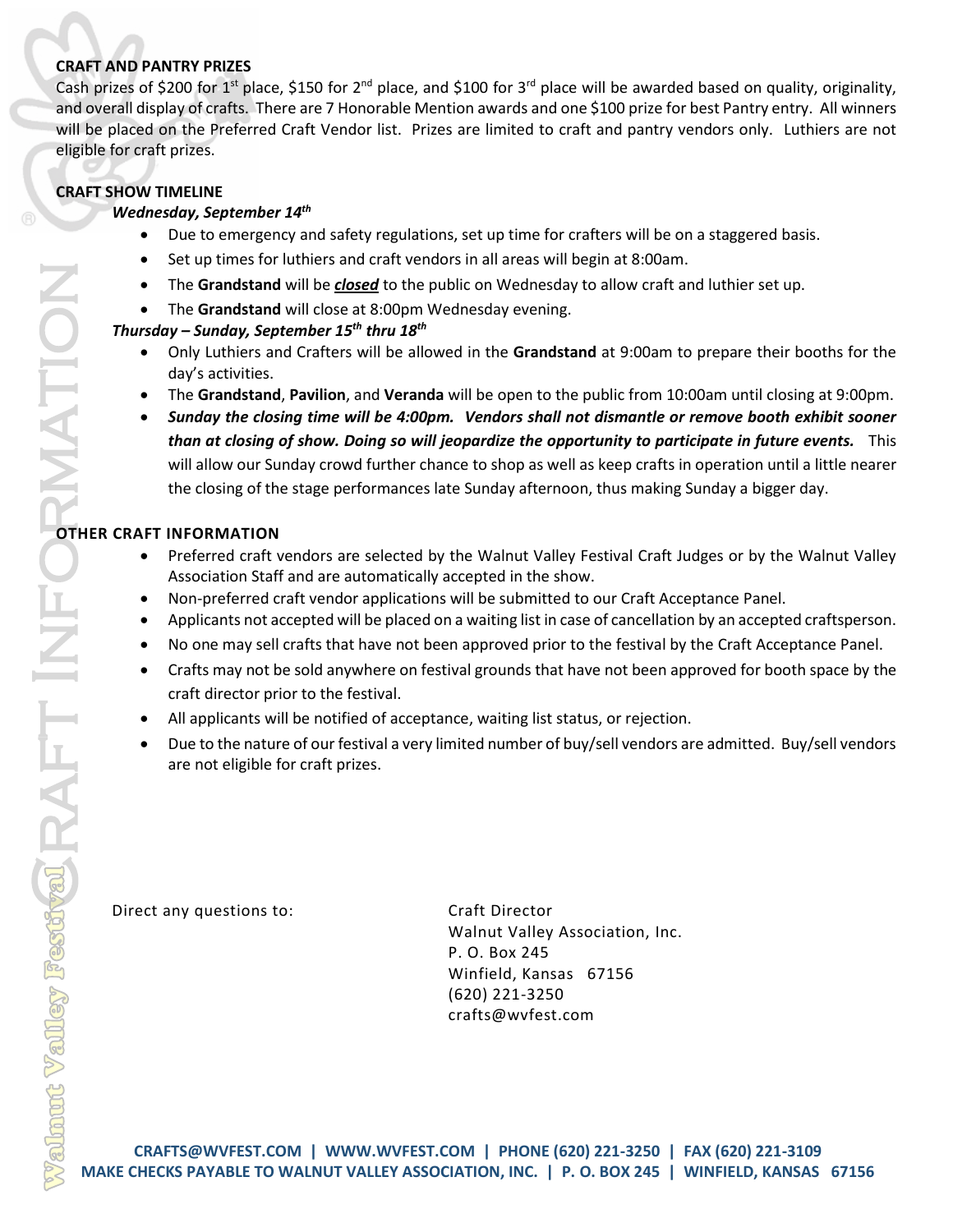## CRAFT AND PANTRY PRIZES

Cash prizes of $200 for 1st place, $150 for 2nd place, and $100 for 3rd place will be awarded based on quality, originality, and overall display of crafts. There are 7 Honorable Mention awards and one $100 prize for best Pantry entry. All winners will be placed on the Preferred Craft Vendor list. Prizes are limited to craft and pantry vendors only. Luthiers are not eligible for craft prizes.

## CRAFT SHOW TIMELINE

***Wednesday, September 14th***

- Due to emergency and safety regulations, set up time for crafters will be on a staggered basis.
- Set up times for luthiers and craft vendors in all areas will begin at 8:00am.
- The **Grandstand** will be ***closed*** to the public on Wednesday to allow craft and luthier set up.
- The **Grandstand** will close at 8:00pm Wednesday evening.

***Thursday – Sunday, September 15th thru 18th***

- Only Luthiers and Crafters will be allowed in the **Grandstand** at 9:00am to prepare their booths for the day's activities.
- The **Grandstand**, **Pavilion**, and **Veranda** will be open to the public from 10:00am until closing at 9:00pm.
- ***Sunday the closing time will be 4:00pm. Vendors shall not dismantle or remove booth exhibit sooner than at closing of show. Doing so will jeopardize the opportunity to participate in future events.*** This will allow our Sunday crowd further chance to shop as well as keep crafts in operation until a little nearer the closing of the stage performances late Sunday afternoon, thus making Sunday a bigger day.

## OTHER CRAFT INFORMATION

- Preferred craft vendors are selected by the Walnut Valley Festival Craft Judges or by the Walnut Valley Association Staff and are automatically accepted in the show.
- Non-preferred craft vendor applications will be submitted to our Craft Acceptance Panel.
- Applicants not accepted will be placed on a waiting list in case of cancellation by an accepted craftsperson.
- No one may sell crafts that have not been approved prior to the festival by the Craft Acceptance Panel.
- Crafts may not be sold anywhere on festival grounds that have not been approved for booth space by the craft director prior to the festival.
- All applicants will be notified of acceptance, waiting list status, or rejection.
- Due to the nature of our festival a very limited number of buy/sell vendors are admitted. Buy/sell vendors are not eligible for craft prizes.

Direct any questions to:

Craft Director
Walnut Valley Association, Inc.
P. O. Box 245
Winfield, Kansas 67156
(620) 221-3250
crafts@wvfest.com

**CRAFTS@WVFEST.COM | WWW.WVFEST.COM | PHONE (620) 221-3250 | FAX (620) 221-3109**
**MAKE CHECKS PAYABLE TO WALNUT VALLEY ASSOCIATION, INC. | P. O. BOX 245 | WINFIELD, KANSAS 67156**